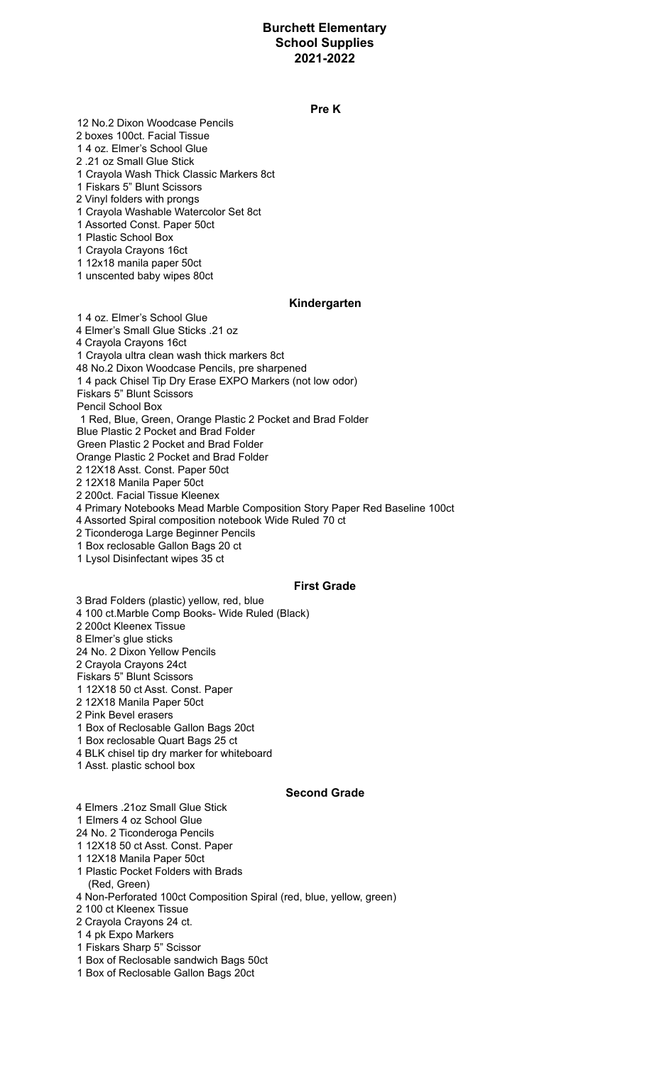# Burchett Elementary
## School Supplies
## 2021-2022

### Pre K

12 No.2 Dixon Woodcase Pencils
2 boxes 100ct. Facial Tissue
1 4 oz. Elmer's School Glue
2 .21 oz Small Glue Stick
1 Crayola Wash Thick Classic Markers 8ct
1 Fiskars 5" Blunt Scissors
2 Vinyl folders with prongs
1 Crayola Washable Watercolor Set 8ct
1 Assorted Const. Paper 50ct
1 Plastic School Box
1 Crayola Crayons 16ct
1 12x18 manila paper 50ct
1 unscented baby wipes 80ct

### Kindergarten

1 4 oz. Elmer's School Glue
4 Elmer's Small Glue Sticks .21 oz
4 Crayola Crayons 16ct
1 Crayola ultra clean wash thick markers 8ct
48 No.2 Dixon Woodcase Pencils, pre sharpened
1 4 pack Chisel Tip Dry Erase EXPO Markers (not low odor)
Fiskars 5" Blunt Scissors
Pencil School Box
1 Red, Blue, Green, Orange Plastic 2 Pocket and Brad Folder
Blue Plastic 2 Pocket and Brad Folder
Green Plastic 2 Pocket and Brad Folder
Orange Plastic 2 Pocket and Brad Folder
2 12X18 Asst. Const. Paper 50ct
2 12X18 Manila Paper 50ct
2 200ct. Facial Tissue Kleenex
4 Primary Notebooks Mead Marble Composition Story Paper Red Baseline 100ct
4 Assorted Spiral composition notebook Wide Ruled 70 ct
2 Ticonderoga Large Beginner Pencils
1 Box reclosable Gallon Bags 20 ct
1 Lysol Disinfectant wipes 35 ct

### First Grade

3 Brad Folders (plastic) yellow, red, blue
4 100 ct.Marble Comp Books- Wide Ruled (Black)
2 200ct Kleenex Tissue
8 Elmer's glue sticks
24 No. 2 Dixon Yellow Pencils
2 Crayola Crayons 24ct
Fiskars 5" Blunt Scissors
1 12X18 50 ct Asst. Const. Paper
2 12X18 Manila Paper 50ct
2 Pink Bevel erasers
1 Box of Reclosable Gallon Bags 20ct
1 Box reclosable Quart Bags 25 ct
4 BLK chisel tip dry marker for whiteboard
1 Asst. plastic school box

### Second Grade

4 Elmers .21oz Small Glue Stick
1 Elmers 4 oz School Glue
24 No. 2 Ticonderoga Pencils
1 12X18 50 ct Asst. Const. Paper
1 12X18 Manila Paper 50ct
1 Plastic Pocket Folders with Brads
(Red, Green)
4 Non-Perforated 100ct Composition Spiral (red, blue, yellow, green)
2 100 ct Kleenex Tissue
2 Crayola Crayons 24 ct.
1 4 pk Expo Markers
1 Fiskars Sharp 5" Scissor
1 Box of Reclosable sandwich Bags 50ct
1 Box of Reclosable Gallon Bags 20ct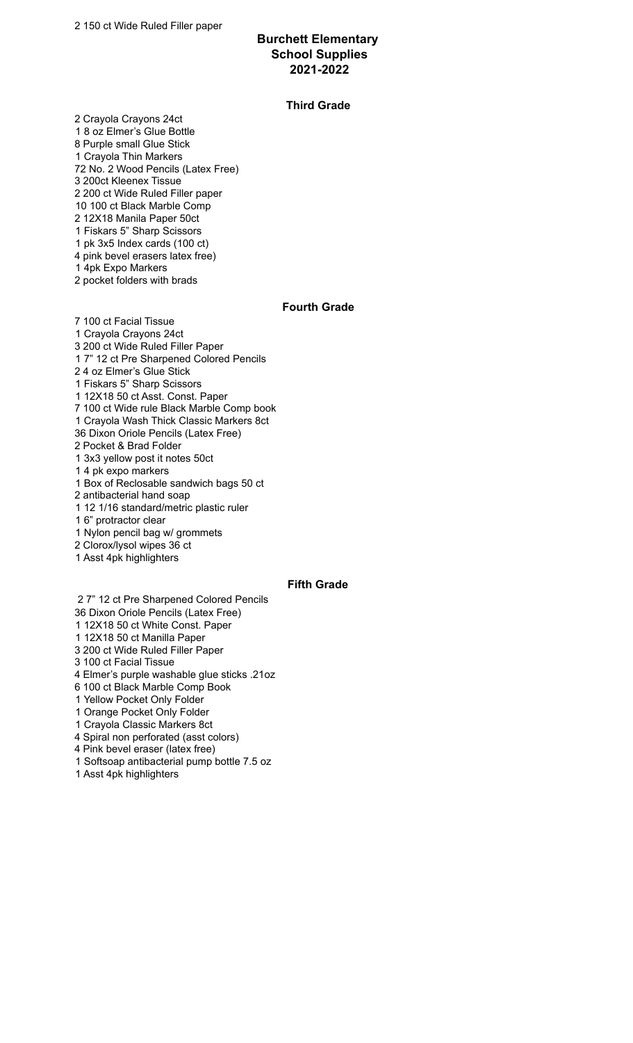2 150 ct Wide Ruled Filler paper

# Burchett Elementary School Supplies 2021-2022

## Third Grade

2 Crayola Crayons 24ct
1 8 oz Elmer's Glue Bottle
8 Purple small Glue Stick
1 Crayola Thin Markers
72 No. 2 Wood Pencils (Latex Free)
3 200ct Kleenex Tissue
2 200 ct Wide Ruled Filler paper
10 100 ct Black Marble Comp
2 12X18 Manila Paper 50ct
1 Fiskars 5" Sharp Scissors
1 pk 3x5 Index cards (100 ct)
4 pink bevel erasers latex free)
1 4pk Expo Markers
2 pocket folders with brads

## Fourth Grade

7 100 ct Facial Tissue
1 Crayola Crayons 24ct
3 200 ct Wide Ruled Filler Paper
1 7" 12 ct Pre Sharpened Colored Pencils
2 4 oz Elmer's Glue Stick
1 Fiskars 5" Sharp Scissors
1 12X18 50 ct Asst. Const. Paper
7 100 ct Wide rule Black Marble Comp book
1 Crayola Wash Thick Classic Markers 8ct
36 Dixon Oriole Pencils (Latex Free)
2 Pocket & Brad Folder
1 3x3 yellow post it notes 50ct
1 4 pk expo markers
1 Box of Reclosable sandwich bags 50 ct
2 antibacterial hand soap
1 12 1/16 standard/metric plastic ruler
1 6" protractor clear
1 Nylon pencil bag w/ grommets
2 Clorox/lysol wipes 36 ct
1 Asst 4pk highlighters

## Fifth Grade

2 7" 12 ct Pre Sharpened Colored Pencils
36 Dixon Oriole Pencils (Latex Free)
1 12X18 50 ct White Const. Paper
1 12X18 50 ct Manilla Paper
3 200 ct Wide Ruled Filler Paper
3 100 ct Facial Tissue
4 Elmer's purple washable glue sticks .21oz
6 100 ct Black Marble Comp Book
1 Yellow Pocket Only Folder
1 Orange Pocket Only Folder
1 Crayola Classic Markers 8ct
4 Spiral non perforated (asst colors)
4 Pink bevel eraser (latex free)
1 Softsoap antibacterial pump bottle 7.5 oz
1 Asst 4pk highlighters